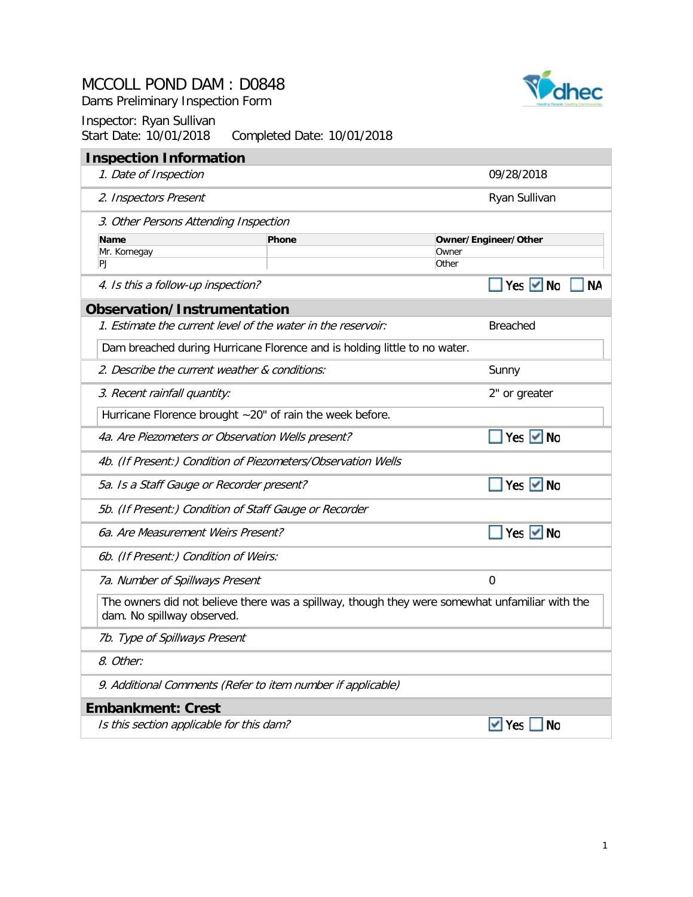# MCCOLL POND DAM : D0848

Dams Preliminary Inspection Form

Inspector: Ryan Sullivan

Start Date: 10/01/2018 Completed Date: 10/01/2018

## Inspection Information

| | |
|---|---|
| *1. Date of Inspection* | 09/28/2018 |
| *2. Inspectors Present* | Ryan Sullivan |

*3. Other Persons Attending Inspection*

| Name | Phone | Owner/Engineer/Other |
|---|---|---|
| Mr. Kornegay | | Owner |
| PJ | | Other |

| | |
|---|---|
| *4. Is this a follow-up inspection?* | ☐ Yes ☑ No ☐ NA |

## Observation/Instrumentation

| | |
|---|---|
| *1. Estimate the current level of the water in the reservoir:* | Breached |

Dam breached during Hurricane Florence and is holding little to no water.

| | |
|---|---|
| *2. Describe the current weather & conditions:* | Sunny |
| *3. Recent rainfall quantity:* | 2" or greater |

Hurricane Florence brought ~20" of rain the week before.

| | |
|---|---|
| *4a. Are Piezometers or Observation Wells present?* | ☐ Yes ☑ No |
| *4b. (If Present:) Condition of Piezometers/Observation Wells* | |
| *5a. Is a Staff Gauge or Recorder present?* | ☐ Yes ☑ No |
| *5b. (If Present:) Condition of Staff Gauge or Recorder* | |
| *6a. Are Measurement Weirs Present?* | ☐ Yes ☑ No |
| *6b. (If Present:) Condition of Weirs:* | |
| *7a. Number of Spillways Present* | 0 |

The owners did not believe there was a spillway, though they were somewhat unfamiliar with the dam. No spillway observed.

*7b. Type of Spillways Present*

*8. Other:*

*9. Additional Comments (Refer to item number if applicable)*

## Embankment: Crest

| | |
|---|---|
| *Is this section applicable for this dam?* | ☑ Yes ☐ No |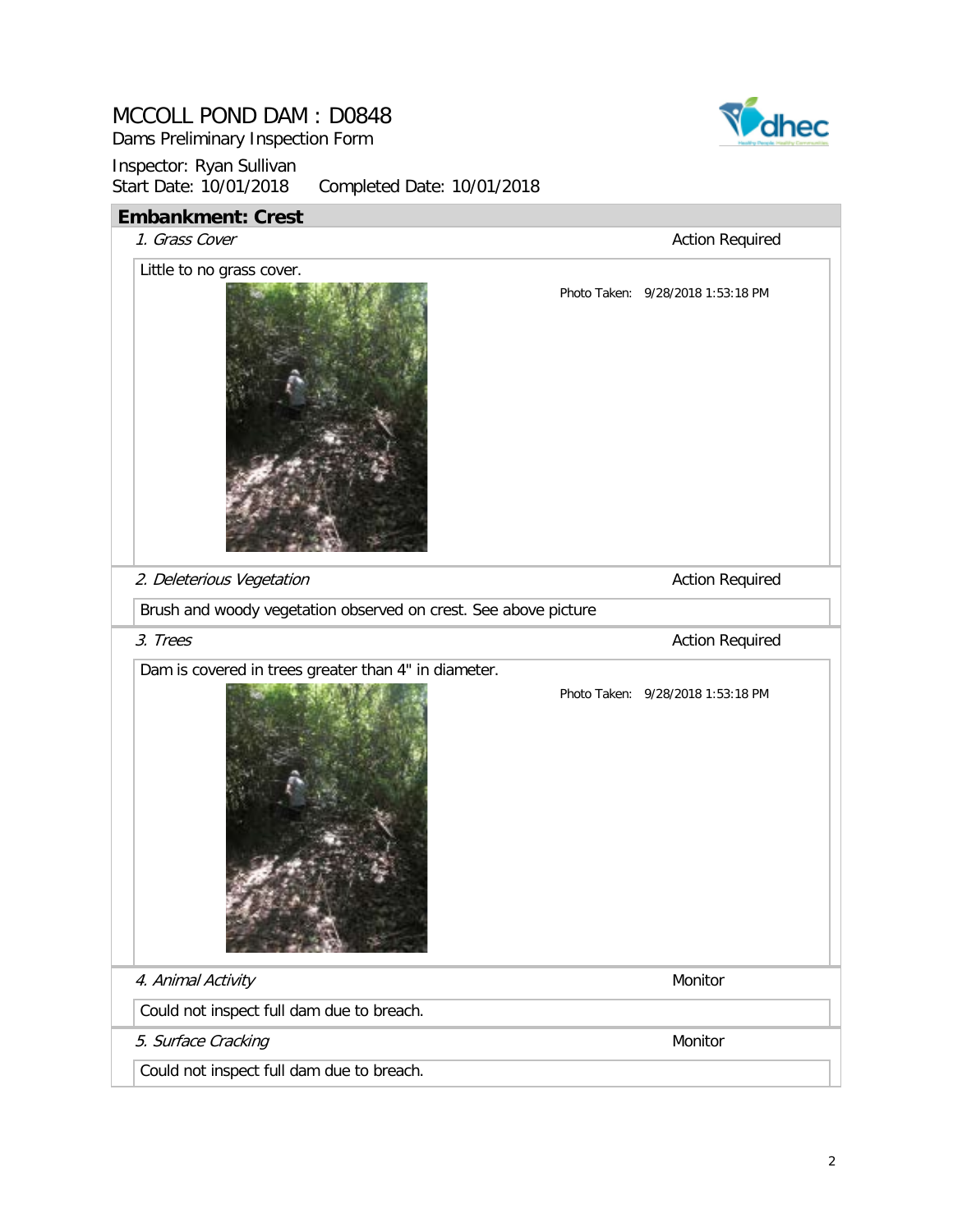# MCCOLL POND DAM : D0848

Dams Preliminary Inspection Form

Inspector: Ryan Sullivan

Start Date: 10/01/2018 Completed Date: 10/01/2018

## Embankment: Crest

*1. Grass Cover* — Action Required

Little to no grass cover.

Photo Taken: 9/28/2018 1:53:18 PM

*2. Deleterious Vegetation* — Action Required

Brush and woody vegetation observed on crest. See above picture

*3. Trees* — Action Required

Dam is covered in trees greater than 4" in diameter.

Photo Taken: 9/28/2018 1:53:18 PM

*4. Animal Activity* — Monitor

Could not inspect full dam due to breach.

*5. Surface Cracking* — Monitor

Could not inspect full dam due to breach.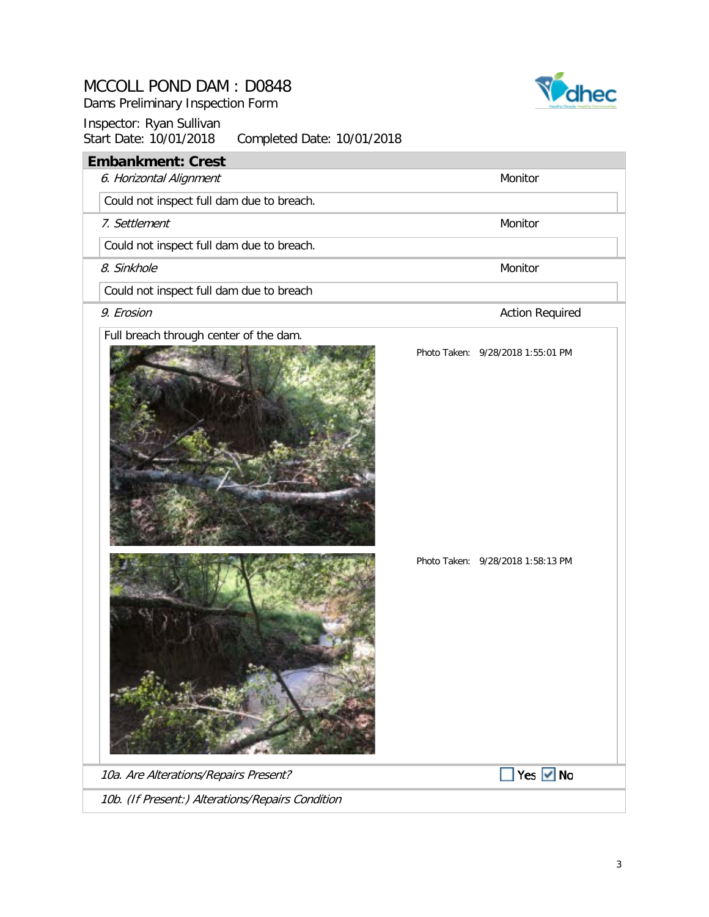# MCCOLL POND DAM : D0848

Dams Preliminary Inspection Form

Inspector: Ryan Sullivan
Start Date: 10/01/2018 Completed Date: 10/01/2018

## Embankment: Crest

*6. Horizontal Alignment* — Monitor

Could not inspect full dam due to breach.

*7. Settlement* — Monitor

Could not inspect full dam due to breach.

*8. Sinkhole* — Monitor

Could not inspect full dam due to breach

*9. Erosion* — Action Required

Full breach through center of the dam.

Photo Taken: 9/28/2018 1:55:01 PM

Photo Taken: 9/28/2018 1:58:13 PM

*10a. Are Alterations/Repairs Present?* — ☐ Yes ☑ No

*10b. (If Present:) Alterations/Repairs Condition*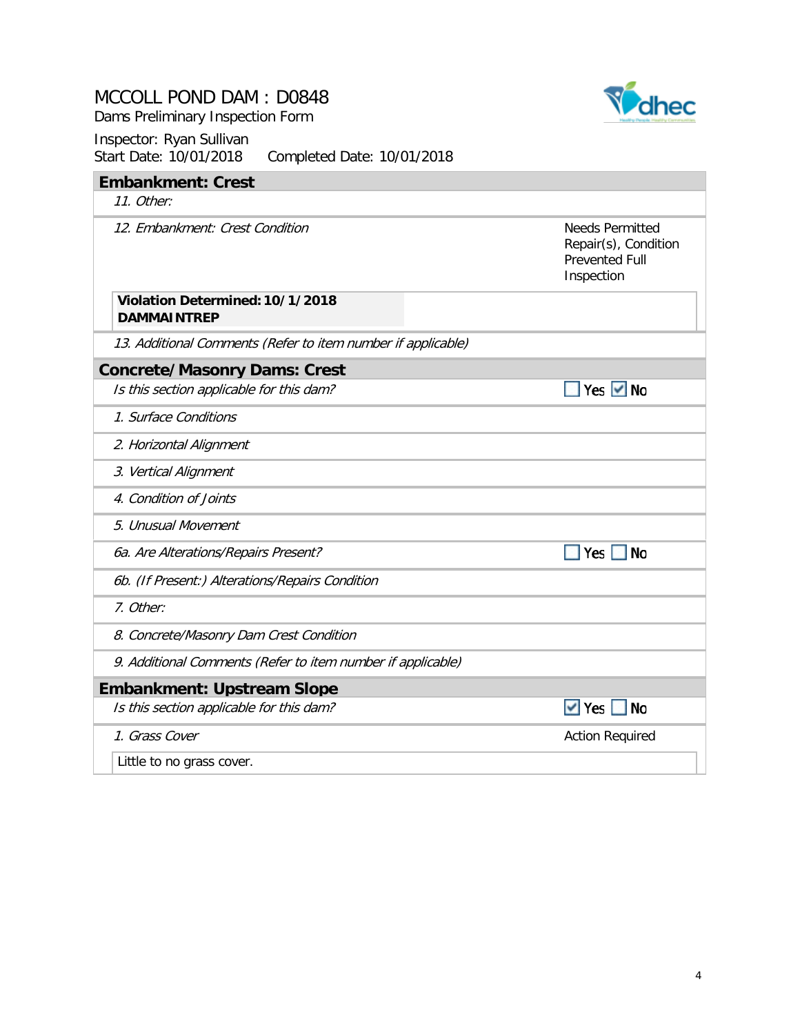# MCCOLL POND DAM : D0848

Dams Preliminary Inspection Form

Inspector: Ryan Sullivan
Start Date: 10/01/2018 Completed Date: 10/01/2018

## Embankment: Crest

| | |
|---|---|
| *11. Other:* | |
| *12. Embankment: Crest Condition* | Needs Permitted Repair(s), Condition Prevented Full Inspection |
| **Violation Determined: 10/1/2018 DAMMAINTREP** | |
| *13. Additional Comments (Refer to item number if applicable)* | |

## Concrete/Masonry Dams: Crest

| | |
|---|---|
| *Is this section applicable for this dam?* | ☐ Yes ☑ No |
| *1. Surface Conditions* | |
| *2. Horizontal Alignment* | |
| *3. Vertical Alignment* | |
| *4. Condition of Joints* | |
| *5. Unusual Movement* | |
| *6a. Are Alterations/Repairs Present?* | ☐ Yes ☐ No |
| *6b. (If Present:) Alterations/Repairs Condition* | |
| *7. Other:* | |
| *8. Concrete/Masonry Dam Crest Condition* | |
| *9. Additional Comments (Refer to item number if applicable)* | |

## Embankment: Upstream Slope

| | |
|---|---|
| *Is this section applicable for this dam?* | ☑ Yes ☐ No |
| *1. Grass Cover* | Action Required |
| Little to no grass cover. | |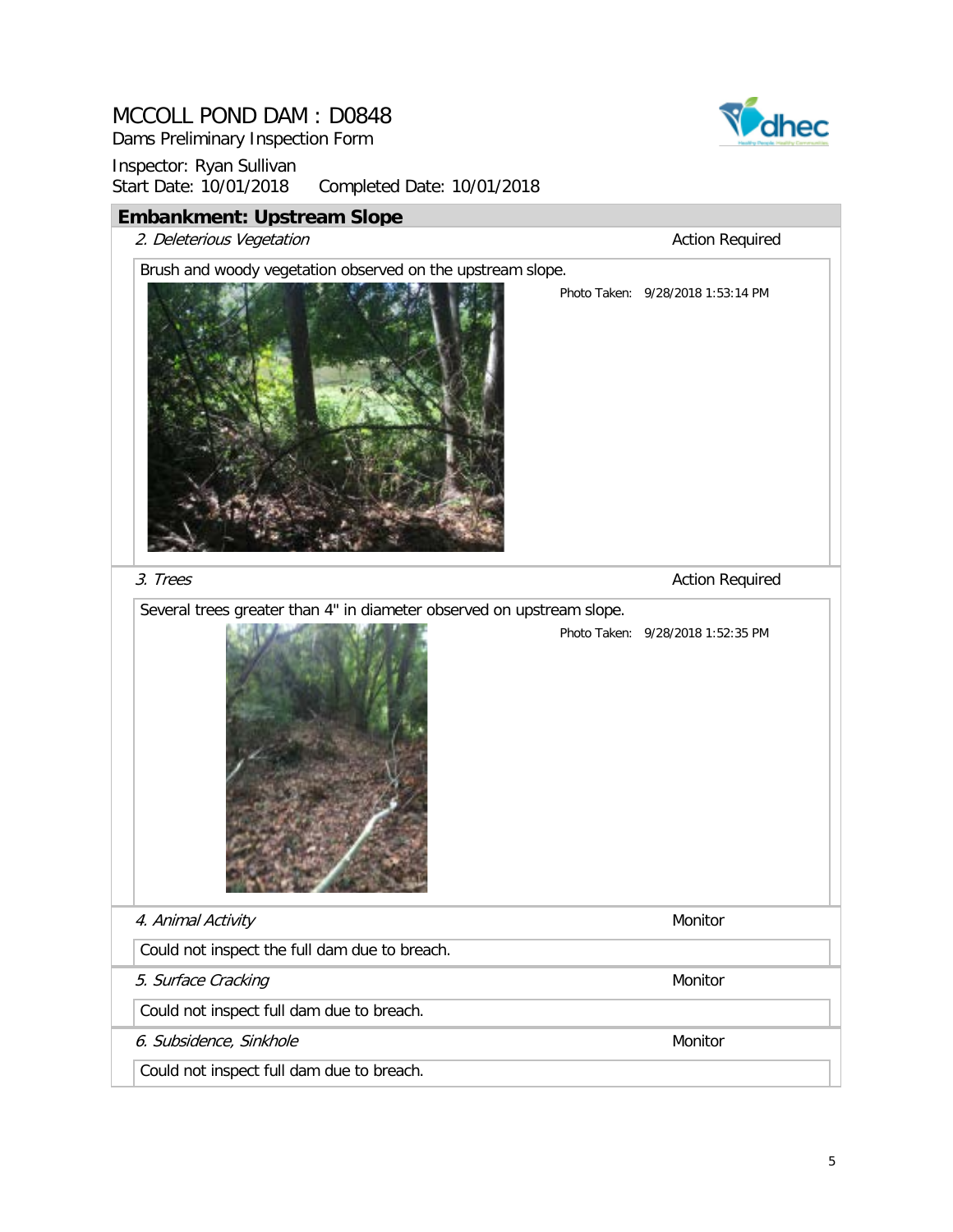# MCCOLL POND DAM : D0848

Dams Preliminary Inspection Form

Inspector: Ryan Sullivan
Start Date: 10/01/2018 Completed Date: 10/01/2018

## Embankment: Upstream Slope

*2. Deleterious Vegetation* — Action Required

Brush and woody vegetation observed on the upstream slope.

Photo Taken: 9/28/2018 1:53:14 PM

*3. Trees* — Action Required

Several trees greater than 4" in diameter observed on upstream slope.

Photo Taken: 9/28/2018 1:52:35 PM

*4. Animal Activity* — Monitor

Could not inspect the full dam due to breach.

*5. Surface Cracking* — Monitor

Could not inspect full dam due to breach.

*6. Subsidence, Sinkhole* — Monitor

Could not inspect full dam due to breach.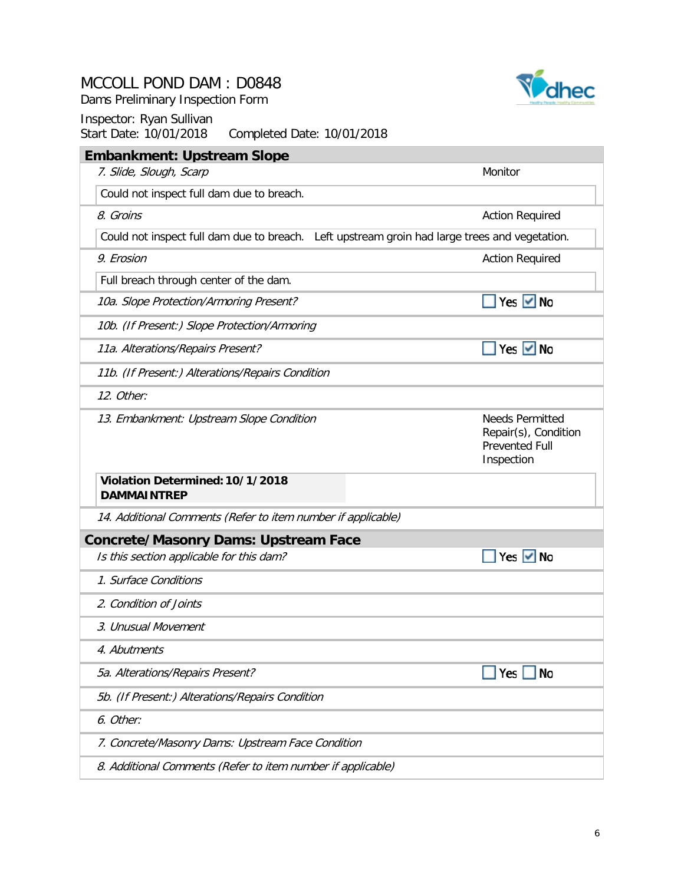# MCCOLL POND DAM : D0848

Dams Preliminary Inspection Form

Inspector: Ryan Sullivan

Start Date: 10/01/2018  Completed Date: 10/01/2018

## Embankment: Upstream Slope

| | |
|---|---|
| *7. Slide, Slough, Scarp* | Monitor |
| Could not inspect full dam due to breach. | |
| *8. Groins* | Action Required |
| Could not inspect full dam due to breach. Left upstream groin had large trees and vegetation. | |
| *9. Erosion* | Action Required |
| Full breach through center of the dam. | |
| *10a. Slope Protection/Armoring Present?* | ☐ Yes ☑ No |
| *10b. (If Present:) Slope Protection/Armoring* | |
| *11a. Alterations/Repairs Present?* | ☐ Yes ☑ No |
| *11b. (If Present:) Alterations/Repairs Condition* | |
| *12. Other:* | |
| *13. Embankment: Upstream Slope Condition* | Needs Permitted Repair(s), Condition Prevented Full Inspection |
| **Violation Determined: 10/1/2018**<br>**DAMMAINTREP** | |
| *14. Additional Comments (Refer to item number if applicable)* | |

## Concrete/Masonry Dams: Upstream Face

| | |
|---|---|
| *Is this section applicable for this dam?* | ☐ Yes ☑ No |
| *1. Surface Conditions* | |
| *2. Condition of Joints* | |
| *3. Unusual Movement* | |
| *4. Abutments* | |
| *5a. Alterations/Repairs Present?* | ☐ Yes ☐ No |
| *5b. (If Present:) Alterations/Repairs Condition* | |
| *6. Other:* | |
| *7. Concrete/Masonry Dams: Upstream Face Condition* | |
| *8. Additional Comments (Refer to item number if applicable)* | |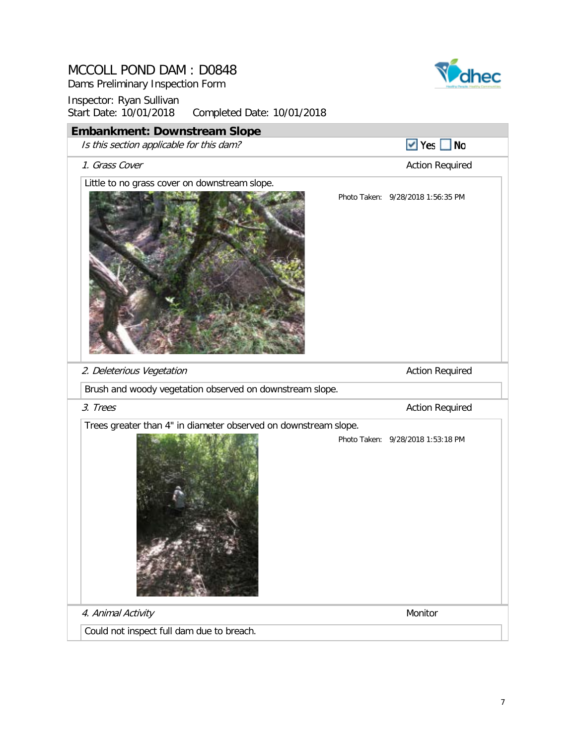# MCCOLL POND DAM : D0848

Dams Preliminary Inspection Form

Inspector: Ryan Sullivan

Start Date: 10/01/2018 Completed Date: 10/01/2018

## Embankment: Downstream Slope

*Is this section applicable for this dam?* ☑ Yes ☐ No

*1. Grass Cover* — Action Required

Little to no grass cover on downstream slope.

Photo Taken: 9/28/2018 1:56:35 PM

*2. Deleterious Vegetation* — Action Required

Brush and woody vegetation observed on downstream slope.

*3. Trees* — Action Required

Trees greater than 4" in diameter observed on downstream slope.

Photo Taken: 9/28/2018 1:53:18 PM

*4. Animal Activity* — Monitor

Could not inspect full dam due to breach.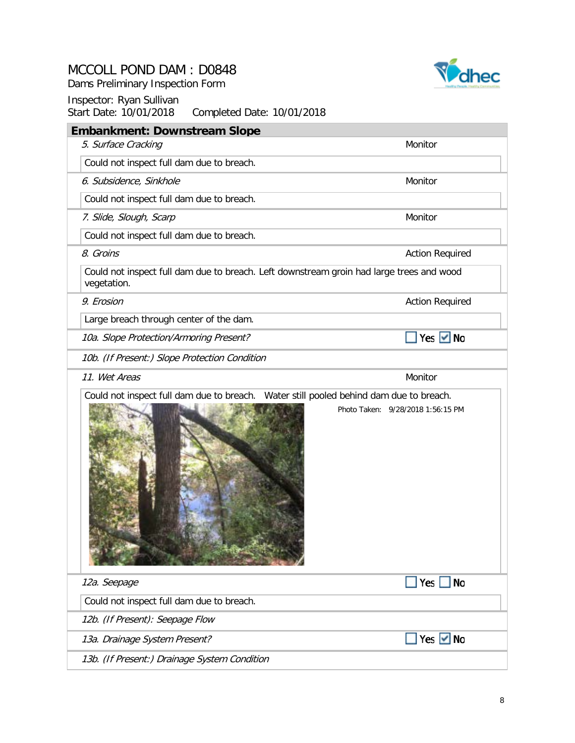# MCCOLL POND DAM : D0848

Dams Preliminary Inspection Form

Inspector: Ryan Sullivan

Start Date: 10/01/2018    Completed Date: 10/01/2018

## Embankment: Downstream Slope

| Item | Status |
|---|---|
| *5. Surface Cracking* | Monitor |
| Could not inspect full dam due to breach. | |
| *6. Subsidence, Sinkhole* | Monitor |
| Could not inspect full dam due to breach. | |
| *7. Slide, Slough, Scarp* | Monitor |
| Could not inspect full dam due to breach. | |
| *8. Groins* | Action Required |
| Could not inspect full dam due to breach. Left downstream groin had large trees and wood vegetation. | |
| *9. Erosion* | Action Required |
| Large breach through center of the dam. | |
| *10a. Slope Protection/Armoring Present?* | ☐ Yes ☑ No |
| *10b. (If Present:) Slope Protection Condition* | |
| *11. Wet Areas* | Monitor |
| Could not inspect full dam due to breach. Water still pooled behind dam due to breach. | |

Photo Taken: 9/28/2018 1:56:15 PM

| Item | Status |
|---|---|
| *12a. Seepage* | ☐ Yes ☐ No |
| Could not inspect full dam due to breach. | |
| *12b. (If Present): Seepage Flow* | |
| *13a. Drainage System Present?* | ☐ Yes ☑ No |
| *13b. (If Present:) Drainage System Condition* | |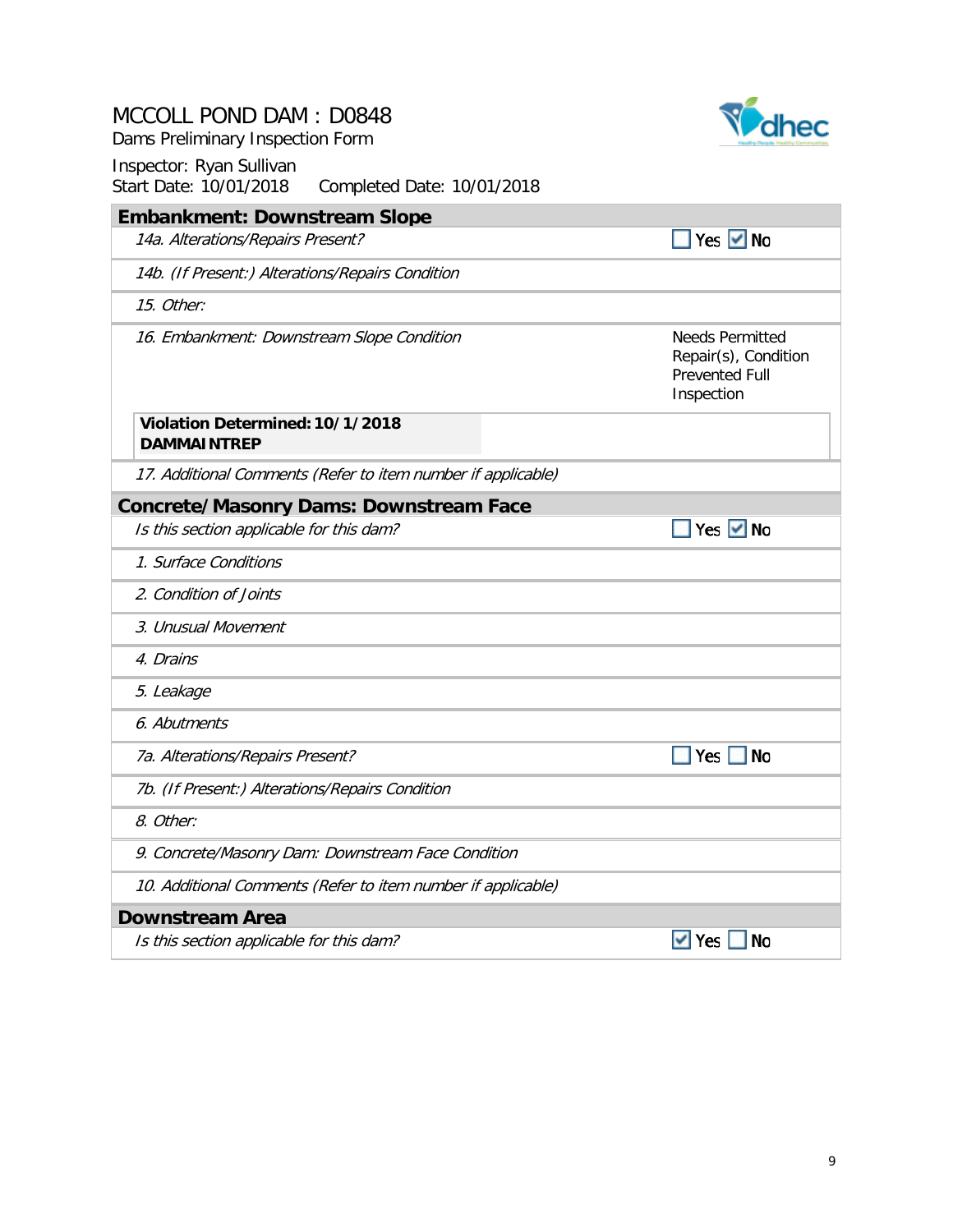# MCCOLL POND DAM : D0848

Dams Preliminary Inspection Form

Inspector: Ryan Sullivan

Start Date: 10/01/2018 Completed Date: 10/01/2018

## Embankment: Downstream Slope

| | |
|---|---|
| *14a. Alterations/Repairs Present?* | ☐ Yes ☑ No |
| *14b. (If Present:) Alterations/Repairs Condition* | |
| *15. Other:* | |
| *16. Embankment: Downstream Slope Condition* | Needs Permitted Repair(s), Condition Prevented Full Inspection |
| **Violation Determined: 10/1/2018 DAMMAINTREP** | |
| *17. Additional Comments (Refer to item number if applicable)* | |

## Concrete/Masonry Dams: Downstream Face

| | |
|---|---|
| *Is this section applicable for this dam?* | ☐ Yes ☑ No |
| *1. Surface Conditions* | |
| *2. Condition of Joints* | |
| *3. Unusual Movement* | |
| *4. Drains* | |
| *5. Leakage* | |
| *6. Abutments* | |
| *7a. Alterations/Repairs Present?* | ☐ Yes ☐ No |
| *7b. (If Present:) Alterations/Repairs Condition* | |
| *8. Other:* | |
| *9. Concrete/Masonry Dam: Downstream Face Condition* | |
| *10. Additional Comments (Refer to item number if applicable)* | |

## Downstream Area

| | |
|---|---|
| *Is this section applicable for this dam?* | ☑ Yes ☐ No |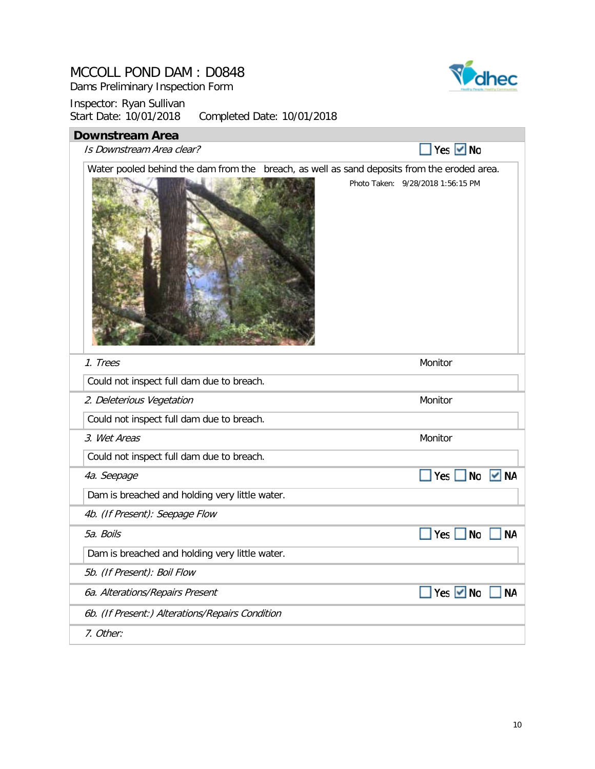# MCCOLL POND DAM : D0848

Dams Preliminary Inspection Form

Inspector: Ryan Sullivan

Start Date: 10/01/2018 Completed Date: 10/01/2018

## Downstream Area

*Is Downstream Area clear?* ☐ Yes ☑ No

Water pooled behind the dam from the breach, as well as sand deposits from the eroded area.

Photo Taken: 9/28/2018 1:56:15 PM

*1. Trees* — Monitor

Could not inspect full dam due to breach.

*2. Deleterious Vegetation* — Monitor

Could not inspect full dam due to breach.

*3. Wet Areas* — Monitor

Could not inspect full dam due to breach.

*4a. Seepage* ☐ Yes ☐ No ☑ NA

Dam is breached and holding very little water.

*4b. (If Present): Seepage Flow*

*5a. Boils* ☐ Yes ☐ No ☐ NA

Dam is breached and holding very little water.

*5b. (If Present): Boil Flow*

*6a. Alterations/Repairs Present* ☐ Yes ☑ No ☐ NA

*6b. (If Present:) Alterations/Repairs Condition*

*7. Other:*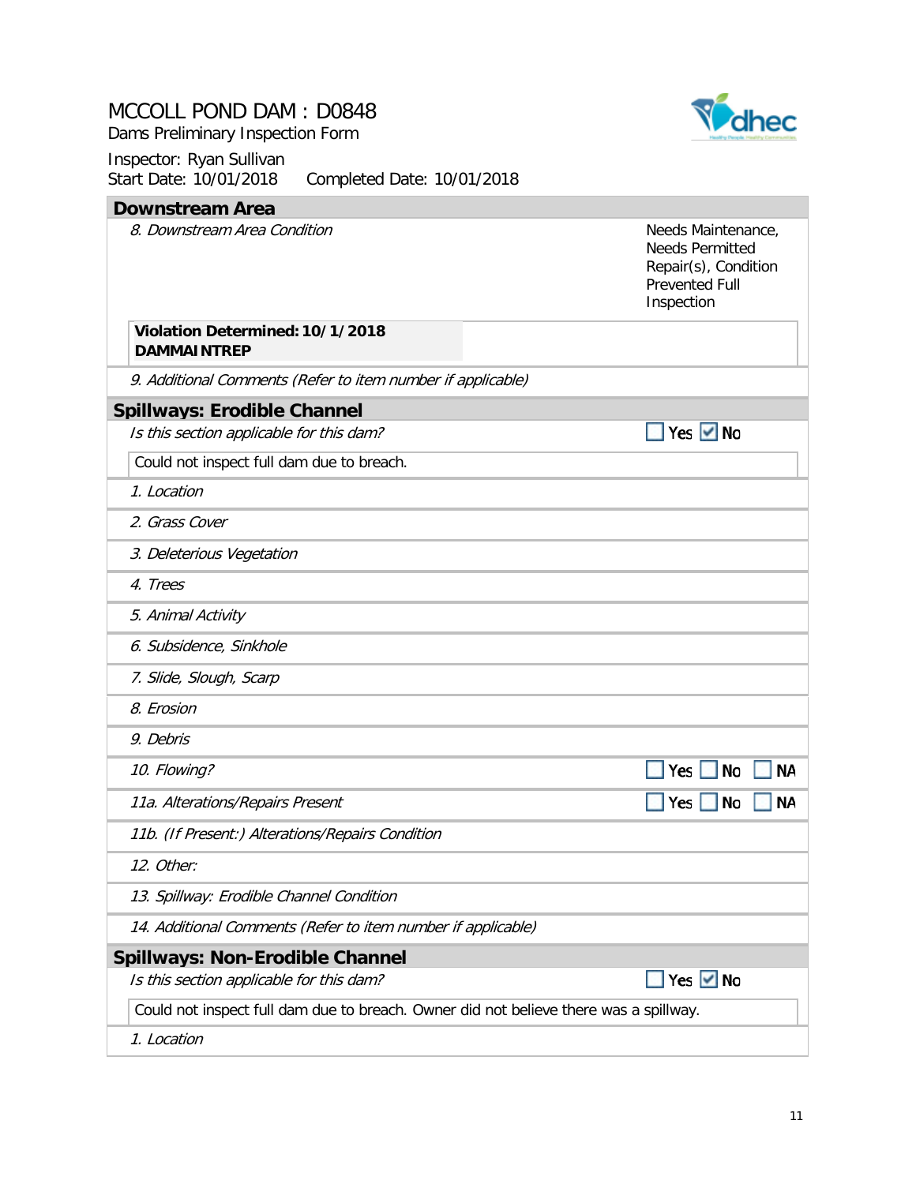# MCCOLL POND DAM : D0848

Dams Preliminary Inspection Form

Inspector: Ryan Sullivan

Start Date: 10/01/2018 Completed Date: 10/01/2018

## Downstream Area

| | |
|---|---|
| *8. Downstream Area Condition* | Needs Maintenance, Needs Permitted Repair(s), Condition Prevented Full Inspection |
| **Violation Determined: 10/1/2018**<br>**DAMMAINTREP** | |
| *9. Additional Comments (Refer to item number if applicable)* | |

## Spillways: Erodible Channel

| | |
|---|---|
| *Is this section applicable for this dam?* | ☐ Yes ☑ No |
| Could not inspect full dam due to breach. | |
| *1. Location* | |
| *2. Grass Cover* | |
| *3. Deleterious Vegetation* | |
| *4. Trees* | |
| *5. Animal Activity* | |
| *6. Subsidence, Sinkhole* | |
| *7. Slide, Slough, Scarp* | |
| *8. Erosion* | |
| *9. Debris* | |
| *10. Flowing?* | ☐ Yes ☐ No ☐ NA |
| *11a. Alterations/Repairs Present* | ☐ Yes ☐ No ☐ NA |
| *11b. (If Present:) Alterations/Repairs Condition* | |
| *12. Other:* | |
| *13. Spillway: Erodible Channel Condition* | |
| *14. Additional Comments (Refer to item number if applicable)* | |

## Spillways: Non-Erodible Channel

| | |
|---|---|
| *Is this section applicable for this dam?* | ☐ Yes ☑ No |
| Could not inspect full dam due to breach. Owner did not believe there was a spillway. | |
| *1. Location* | |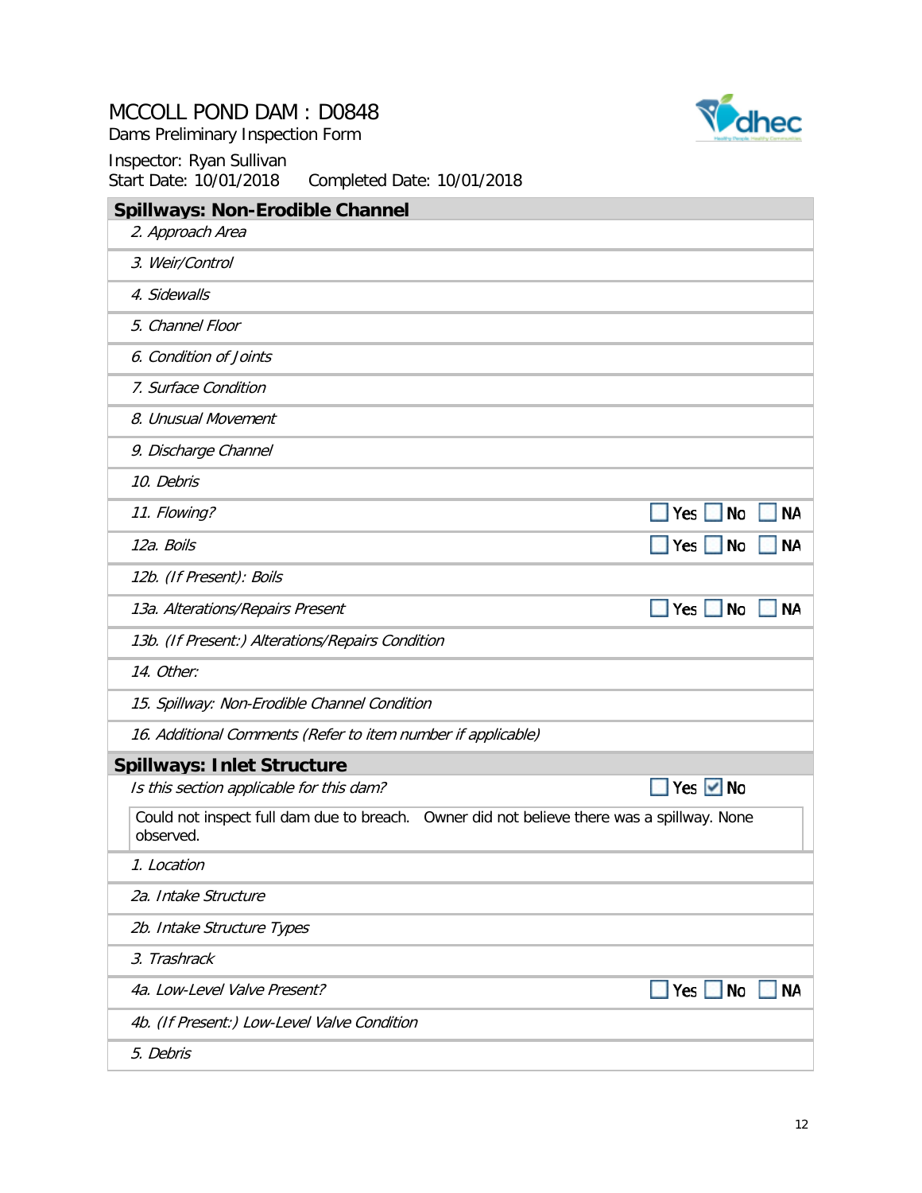# MCCOLL POND DAM : D0848

Dams Preliminary Inspection Form

Inspector: Ryan Sullivan

Start Date: 10/01/2018 Completed Date: 10/01/2018

## Spillways: Non-Erodible Channel

| Item | Response |
|---|---|
| *2. Approach Area* | |
| *3. Weir/Control* | |
| *4. Sidewalls* | |
| *5. Channel Floor* | |
| *6. Condition of Joints* | |
| *7. Surface Condition* | |
| *8. Unusual Movement* | |
| *9. Discharge Channel* | |
| *10. Debris* | |
| *11. Flowing?* | ☐ Yes ☐ No ☐ NA |
| *12a. Boils* | ☐ Yes ☐ No ☐ NA |
| *12b. (If Present): Boils* | |
| *13a. Alterations/Repairs Present* | ☐ Yes ☐ No ☐ NA |
| *13b. (If Present:) Alterations/Repairs Condition* | |
| *14. Other:* | |
| *15. Spillway: Non-Erodible Channel Condition* | |
| *16. Additional Comments (Refer to item number if applicable)* | |

## Spillways: Inlet Structure

| Item | Response |
|---|---|
| *Is this section applicable for this dam?* | ☐ Yes ☑ No |

Could not inspect full dam due to breach. Owner did not believe there was a spillway. None observed.

| Item | Response |
|---|---|
| *1. Location* | |
| *2a. Intake Structure* | |
| *2b. Intake Structure Types* | |
| *3. Trashrack* | |
| *4a. Low-Level Valve Present?* | ☐ Yes ☐ No ☐ NA |
| *4b. (If Present:) Low-Level Valve Condition* | |
| *5. Debris* | |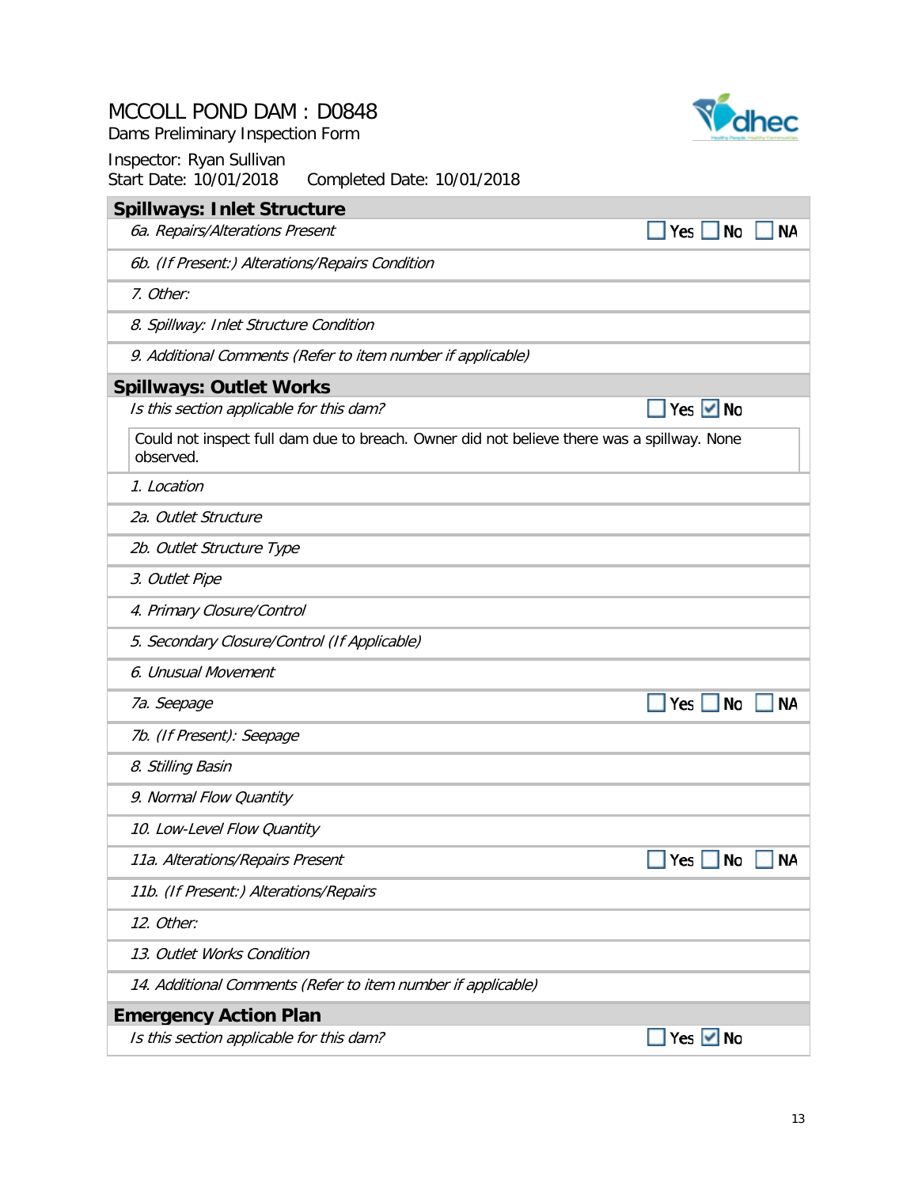# MCCOLL POND DAM : D0848

Dams Preliminary Inspection Form

Inspector: Ryan Sullivan

Start Date: 10/01/2018    Completed Date: 10/01/2018

## Spillways: Inlet Structure

| Item | Response |
|---|---|
| *6a. Repairs/Alterations Present* | ☐ Yes ☐ No ☐ NA |
| *6b. (If Present:) Alterations/Repairs Condition* | |
| *7. Other:* | |
| *8. Spillway: Inlet Structure Condition* | |
| *9. Additional Comments (Refer to item number if applicable)* | |

## Spillways: Outlet Works

| Item | Response |
|---|---|
| *Is this section applicable for this dam?* | ☐ Yes ☑ No |

Could not inspect full dam due to breach. Owner did not believe there was a spillway. None observed.

| Item | Response |
|---|---|
| *1. Location* | |
| *2a. Outlet Structure* | |
| *2b. Outlet Structure Type* | |
| *3. Outlet Pipe* | |
| *4. Primary Closure/Control* | |
| *5. Secondary Closure/Control (If Applicable)* | |
| *6. Unusual Movement* | |
| *7a. Seepage* | ☐ Yes ☐ No ☐ NA |
| *7b. (If Present): Seepage* | |
| *8. Stilling Basin* | |
| *9. Normal Flow Quantity* | |
| *10. Low-Level Flow Quantity* | |
| *11a. Alterations/Repairs Present* | ☐ Yes ☐ No ☐ NA |
| *11b. (If Present:) Alterations/Repairs* | |
| *12. Other:* | |
| *13. Outlet Works Condition* | |
| *14. Additional Comments (Refer to item number if applicable)* | |

## Emergency Action Plan

| Item | Response |
|---|---|
| *Is this section applicable for this dam?* | ☐ Yes ☑ No |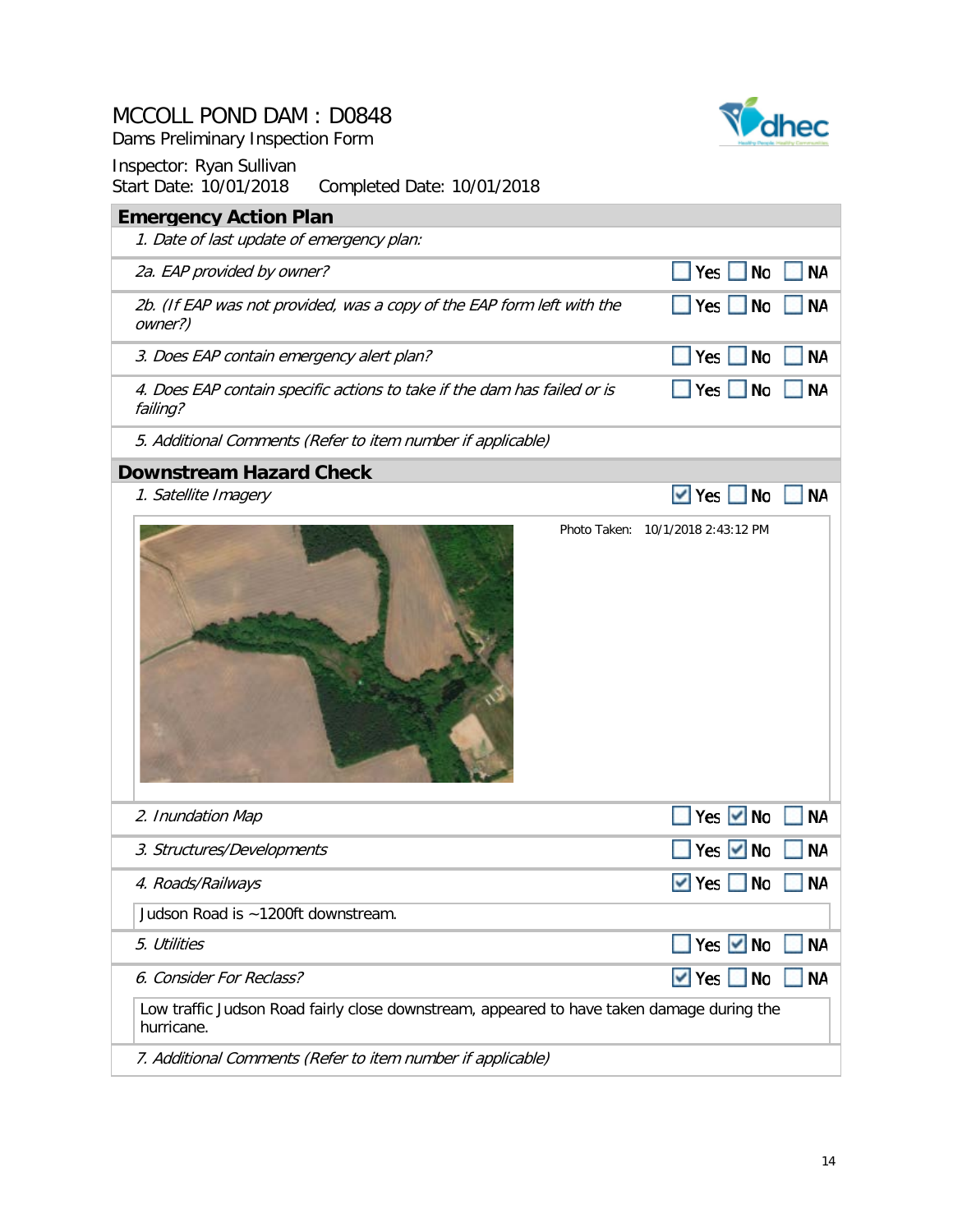# MCCOLL POND DAM : D0848

Dams Preliminary Inspection Form

Inspector: Ryan Sullivan

Start Date: 10/01/2018 Completed Date: 10/01/2018

## Emergency Action Plan

| Item | Yes | No | NA |
|---|---|---|---|
| *1. Date of last update of emergency plan:* | | | |
| *2a. EAP provided by owner?* | ☐ | ☐ | ☐ |
| *2b. (If EAP was not provided, was a copy of the EAP form left with the owner?)* | ☐ | ☐ | ☐ |
| *3. Does EAP contain emergency alert plan?* | ☐ | ☐ | ☐ |
| *4. Does EAP contain specific actions to take if the dam has failed or is failing?* | ☐ | ☐ | ☐ |
| *5. Additional Comments (Refer to item number if applicable)* | | | |

## Downstream Hazard Check

| Item | Yes | No | NA |
|---|---|---|---|
| *1. Satellite Imagery* | ☑ | ☐ | ☐ |

Photo Taken: 10/1/2018 2:43:12 PM

| Item | Yes | No | NA |
|---|---|---|---|
| *2. Inundation Map* | ☐ | ☑ | ☐ |
| *3. Structures/Developments* | ☐ | ☑ | ☐ |
| *4. Roads/Railways* | ☑ | ☐ | ☐ |

Judson Road is ~1200ft downstream.

| Item | Yes | No | NA |
|---|---|---|---|
| *5. Utilities* | ☐ | ☑ | ☐ |
| *6. Consider For Reclass?* | ☑ | ☐ | ☐ |

Low traffic Judson Road fairly close downstream, appeared to have taken damage during the hurricane.

*7. Additional Comments (Refer to item number if applicable)*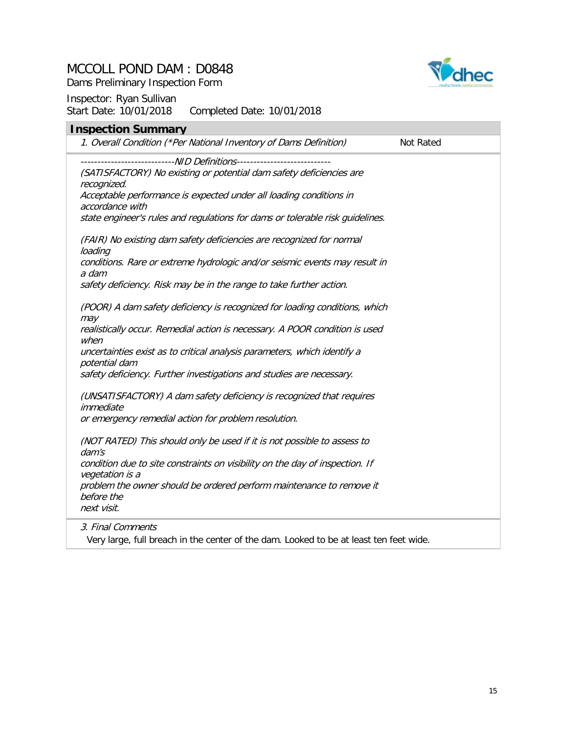# MCCOLL POND DAM : D0848

Dams Preliminary Inspection Form

Inspector: Ryan Sullivan

Start Date: 10/01/2018 Completed Date: 10/01/2018

## Inspection Summary

| *1. Overall Condition (\*Per National Inventory of Dams Definition)* | Not Rated |
|---|---|

*---------------------------NID Definitions---------------------------*

*(SATISFACTORY) No existing or potential dam safety deficiencies are recognized. Acceptable performance is expected under all loading conditions in accordance with state engineer's rules and regulations for dams or tolerable risk guidelines.*

*(FAIR) No existing dam safety deficiencies are recognized for normal loading conditions. Rare or extreme hydrologic and/or seismic events may result in a dam safety deficiency. Risk may be in the range to take further action.*

*(POOR) A dam safety deficiency is recognized for loading conditions, which may realistically occur. Remedial action is necessary. A POOR condition is used when uncertainties exist as to critical analysis parameters, which identify a potential dam safety deficiency. Further investigations and studies are necessary.*

*(UNSATISFACTORY) A dam safety deficiency is recognized that requires immediate or emergency remedial action for problem resolution.*

*(NOT RATED) This should only be used if it is not possible to assess to dam's condition due to site constraints on visibility on the day of inspection. If vegetation is a problem the owner should be ordered perform maintenance to remove it before the next visit.*

*3. Final Comments*

Very large, full breach in the center of the dam. Looked to be at least ten feet wide.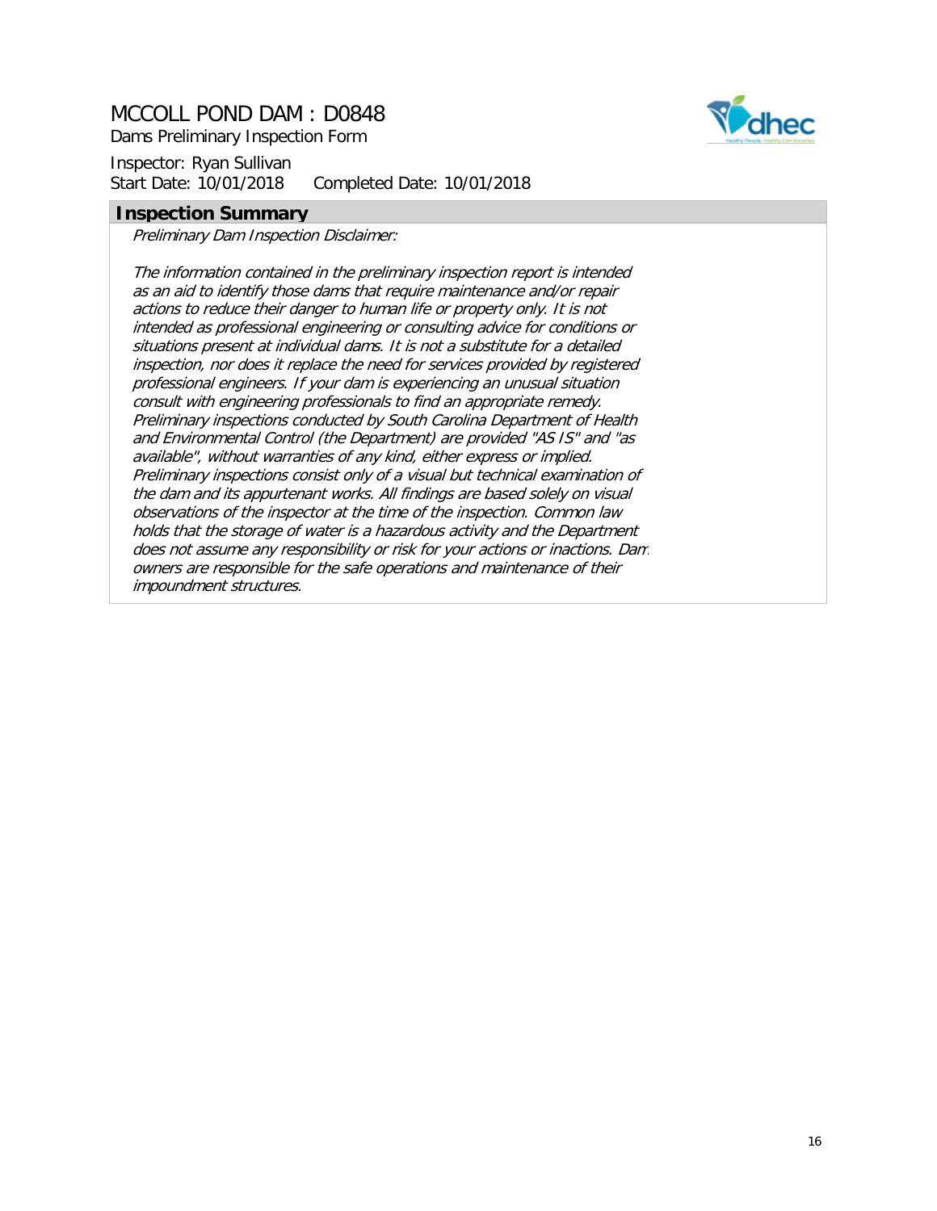# MCCOLL POND DAM : D0848

Dams Preliminary Inspection Form

Inspector: Ryan Sullivan
Start Date: 10/01/2018 Completed Date: 10/01/2018

## Inspection Summary

*Preliminary Dam Inspection Disclaimer:*

*The information contained in the preliminary inspection report is intended as an aid to identify those dams that require maintenance and/or repair actions to reduce their danger to human life or property only. It is not intended as professional engineering or consulting advice for conditions or situations present at individual dams. It is not a substitute for a detailed inspection, nor does it replace the need for services provided by registered professional engineers. If your dam is experiencing an unusual situation consult with engineering professionals to find an appropriate remedy. Preliminary inspections conducted by South Carolina Department of Health and Environmental Control (the Department) are provided "AS IS" and "as available", without warranties of any kind, either express or implied. Preliminary inspections consist only of a visual but technical examination of the dam and its appurtenant works. All findings are based solely on visual observations of the inspector at the time of the inspection. Common law holds that the storage of water is a hazardous activity and the Department does not assume any responsibility or risk for your actions or inactions. Dam owners are responsible for the safe operations and maintenance of their impoundment structures.*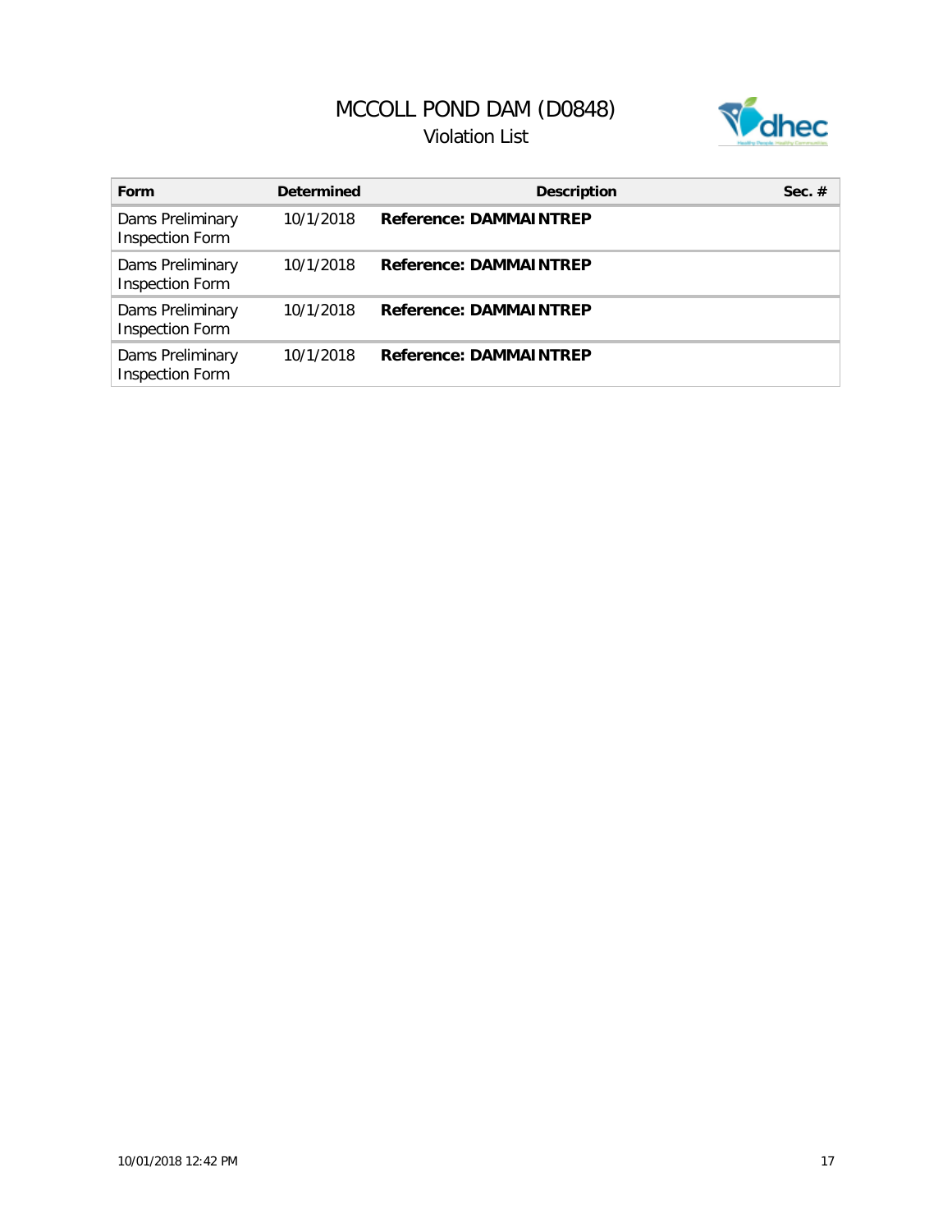# MCCOLL POND DAM (D0848)

## Violation List

| Form | Determined | Description | Sec. # |
| --- | --- | --- | --- |
| Dams Preliminary Inspection Form | 10/1/2018 | **Reference: DAMMAINTREP** | |
| Dams Preliminary Inspection Form | 10/1/2018 | **Reference: DAMMAINTREP** | |
| Dams Preliminary Inspection Form | 10/1/2018 | **Reference: DAMMAINTREP** | |
| Dams Preliminary Inspection Form | 10/1/2018 | **Reference: DAMMAINTREP** | |